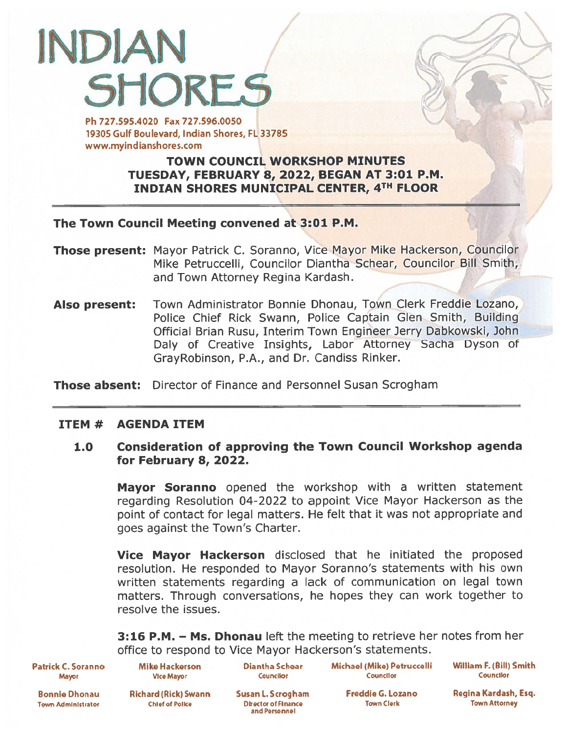# INDIAN SHORES

Ph 727.595.4020 Fax 727.596.0050
19305 Gulf Boulevard, Indian Shores, FL 33785
www.myindianshores.com

## TOWN COUNCIL WORKSHOP MINUTES
## TUESDAY, FEBRUARY 8, 2022, BEGAN AT 3:01 P.M.
## INDIAN SHORES MUNICIPAL CENTER, 4TH FLOOR

**The Town Council Meeting convened at 3:01 P.M.**

**Those present:** Mayor Patrick C. Soranno, Vice Mayor Mike Hackerson, Councilor Mike Petruccelli, Councilor Diantha Schear, Councilor Bill Smith, and Town Attorney Regina Kardash.

**Also present:** Town Administrator Bonnie Dhonau, Town Clerk Freddie Lozano, Police Chief Rick Swann, Police Captain Glen Smith, Building Official Brian Rusu, Interim Town Engineer Jerry Dabkowski, John Daly of Creative Insights, Labor Attorney Sacha Dyson of GrayRobinson, P.A., and Dr. Candiss Rinker.

**Those absent:** Director of Finance and Personnel Susan Scrogham

**ITEM # AGENDA ITEM**

**1.0 Consideration of approving the Town Council Workshop agenda for February 8, 2022.**

**Mayor Soranno** opened the workshop with a written statement regarding Resolution 04-2022 to appoint Vice Mayor Hackerson as the point of contact for legal matters. He felt that it was not appropriate and goes against the Town's Charter.

**Vice Mayor Hackerson** disclosed that he initiated the proposed resolution. He responded to Mayor Soranno's statements with his own written statements regarding a lack of communication on legal town matters. Through conversations, he hopes they can work together to resolve the issues.

**3:16 P.M. – Ms. Dhonau** left the meeting to retrieve her notes from her office to respond to Vice Mayor Hackerson's statements.

| | | | | |
|---|---|---|---|---|
| **Patrick C. Soranno** Mayor | **Mike Hackerson** Vice Mayor | **Diantha Schear** Councilor | **Michael (Mike) Petruccelli** Councilor | **William F. (Bill) Smith** Councilor |
| **Bonnie Dhonau** Town Administrator | **Richard (Rick) Swann** Chief of Police | **Susan L. Scrogham** Director of Finance and Personnel | **Freddie G. Lozano** Town Clerk | **Regina Kardash, Esq.** Town Attorney |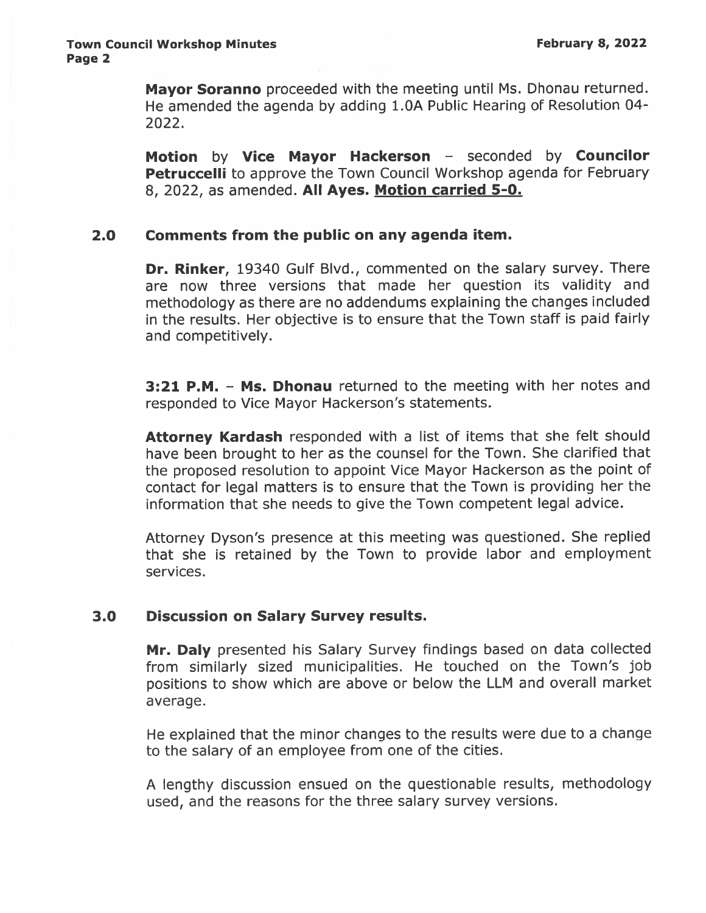**Mayor Soranno** proceeded with the meeting until Ms. Dhonau returned. He amended the agenda by adding 1.0A Public Hearing of Resolution 04-2022.

**Motion** by **Vice Mayor Hackerson** – seconded by **Councilor Petruccelli** to approve the Town Council Workshop agenda for February 8, 2022, as amended. **All Ayes. <u>Motion carried 5-0.</u>**

## 2.0 Comments from the public on any agenda item.

**Dr. Rinker**, 19340 Gulf Blvd., commented on the salary survey. There are now three versions that made her question its validity and methodology as there are no addendums explaining the changes included in the results. Her objective is to ensure that the Town staff is paid fairly and competitively.

**3:21 P.M.** – **Ms. Dhonau** returned to the meeting with her notes and responded to Vice Mayor Hackerson's statements.

**Attorney Kardash** responded with a list of items that she felt should have been brought to her as the counsel for the Town. She clarified that the proposed resolution to appoint Vice Mayor Hackerson as the point of contact for legal matters is to ensure that the Town is providing her the information that she needs to give the Town competent legal advice.

Attorney Dyson's presence at this meeting was questioned. She replied that she is retained by the Town to provide labor and employment services.

## 3.0 Discussion on Salary Survey results.

**Mr. Daly** presented his Salary Survey findings based on data collected from similarly sized municipalities. He touched on the Town's job positions to show which are above or below the LLM and overall market average.

He explained that the minor changes to the results were due to a change to the salary of an employee from one of the cities.

A lengthy discussion ensued on the questionable results, methodology used, and the reasons for the three salary survey versions.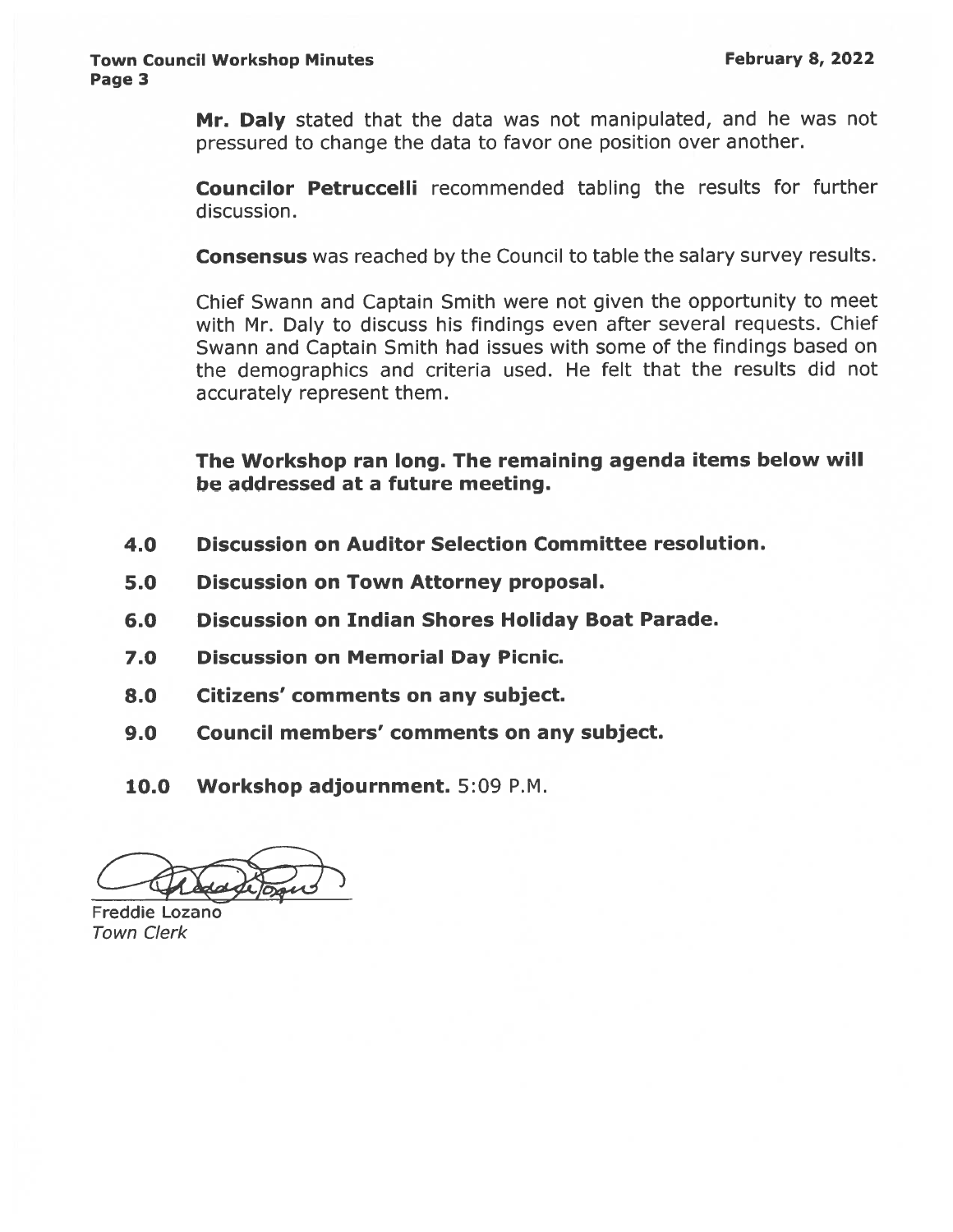**Mr. Daly** stated that the data was not manipulated, and he was not pressured to change the data to favor one position over another.

**Councilor Petruccelli** recommended tabling the results for further discussion.

**Consensus** was reached by the Council to table the salary survey results.

Chief Swann and Captain Smith were not given the opportunity to meet with Mr. Daly to discuss his findings even after several requests. Chief Swann and Captain Smith had issues with some of the findings based on the demographics and criteria used. He felt that the results did not accurately represent them.

**The Workshop ran long. The remaining agenda items below will be addressed at a future meeting.**

**4.0 Discussion on Auditor Selection Committee resolution.**

**5.0 Discussion on Town Attorney proposal.**

**6.0 Discussion on Indian Shores Holiday Boat Parade.**

**7.0 Discussion on Memorial Day Picnic.**

**8.0 Citizens' comments on any subject.**

**9.0 Council members' comments on any subject.**

**10.0 Workshop adjournment.** 5:09 P.M.

Freddie Lozano
*Town Clerk*